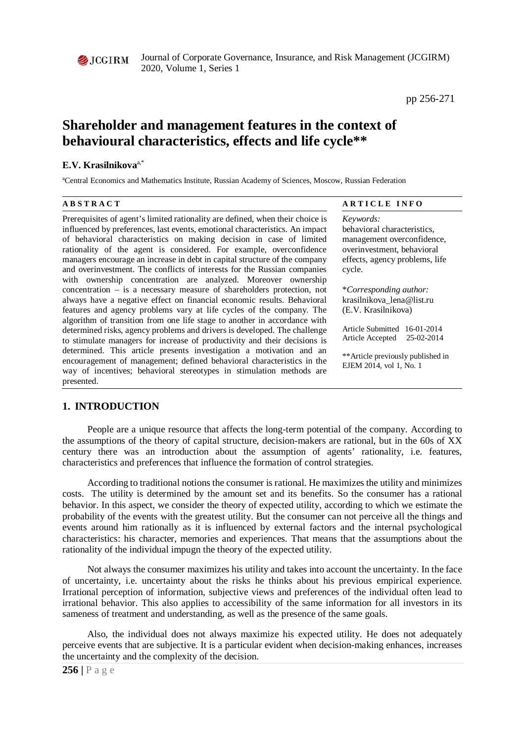# Shareholder and management features in the context of behavioural characteristics, effects and life cycle**

**E.V. Krasilnikova**[a,*]

[a]Central Economics and Mathematics Institute, Russian Academy of Sciences, Moscow, Russian Federation

**ABSTRACT**

Prerequisites of agent's limited rationality are defined, when their choice is influenced by preferences, last events, emotional characteristics. An impact of behavioral characteristics on making decision in case of limited rationality of the agent is considered. For example, overconfidence managers encourage an increase in debt in capital structure of the company and overinvestment. The conflicts of interests for the Russian companies with ownership concentration are analyzed. Moreover ownership concentration – is a necessary measure of shareholders protection, not always have a negative effect on financial economic results. Behavioral features and agency problems vary at life cycles of the company. The algorithm of transition from one life stage to another in accordance with determined risks, agency problems and drivers is developed. The challenge to stimulate managers for increase of productivity and their decisions is determined. This article presents investigation a motivation and an encouragement of management; defined behavioral characteristics in the way of incentives; behavioral stereotypes in stimulation methods are presented.

**ARTICLE INFO**

*Keywords:*
behavioral characteristics, management overconfidence, overinvestment, behavioral effects, agency problems, life cycle.

\**Corresponding author:*
krasilnikova_lena@list.ru
(E.V. Krasilnikova)

Article Submitted 16-01-2014
Article Accepted 25-02-2014

\*\*Article previously published in EJEM 2014, vol 1, No. 1

## 1. INTRODUCTION

People are a unique resource that affects the long-term potential of the company. According to the assumptions of the theory of capital structure, decision-makers are rational, but in the 60s of XX century there was an introduction about the assumption of agents' rationality, i.e. features, characteristics and preferences that influence the formation of control strategies.

According to traditional notions the consumer is rational. He maximizes the utility and minimizes costs. The utility is determined by the amount set and its benefits. So the consumer has a rational behavior. In this aspect, we consider the theory of expected utility, according to which we estimate the probability of the events with the greatest utility. But the consumer can not perceive all the things and events around him rationally as it is influenced by external factors and the internal psychological characteristics: his character, memories and experiences. That means that the assumptions about the rationality of the individual impugn the theory of the expected utility.

Not always the consumer maximizes his utility and takes into account the uncertainty. In the face of uncertainty, i.e. uncertainty about the risks he thinks about his previous empirical experience. Irrational perception of information, subjective views and preferences of the individual often lead to irrational behavior. This also applies to accessibility of the same information for all investors in its sameness of treatment and understanding, as well as the presence of the same goals.

Also, the individual does not always maximize his expected utility. He does not adequately perceive events that are subjective. It is a particular evident when decision-making enhances, increases the uncertainty and the complexity of the decision.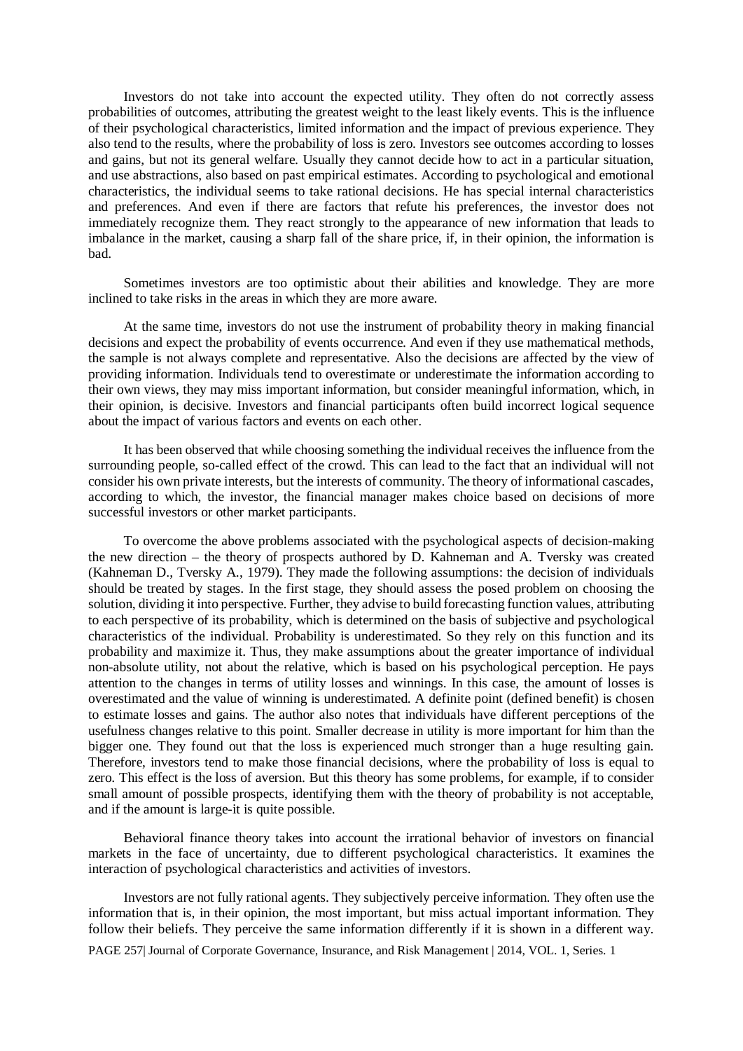Investors do not take into account the expected utility. They often do not correctly assess probabilities of outcomes, attributing the greatest weight to the least likely events. This is the influence of their psychological characteristics, limited information and the impact of previous experience. They also tend to the results, where the probability of loss is zero. Investors see outcomes according to losses and gains, but not its general welfare. Usually they cannot decide how to act in a particular situation, and use abstractions, also based on past empirical estimates. According to psychological and emotional characteristics, the individual seems to take rational decisions. He has special internal characteristics and preferences. And even if there are factors that refute his preferences, the investor does not immediately recognize them. They react strongly to the appearance of new information that leads to imbalance in the market, causing a sharp fall of the share price, if, in their opinion, the information is bad.

Sometimes investors are too optimistic about their abilities and knowledge. They are more inclined to take risks in the areas in which they are more aware.

At the same time, investors do not use the instrument of probability theory in making financial decisions and expect the probability of events occurrence. And even if they use mathematical methods, the sample is not always complete and representative. Also the decisions are affected by the view of providing information. Individuals tend to overestimate or underestimate the information according to their own views, they may miss important information, but consider meaningful information, which, in their opinion, is decisive. Investors and financial participants often build incorrect logical sequence about the impact of various factors and events on each other.

It has been observed that while choosing something the individual receives the influence from the surrounding people, so-called effect of the crowd. This can lead to the fact that an individual will not consider his own private interests, but the interests of community. The theory of informational cascades, according to which, the investor, the financial manager makes choice based on decisions of more successful investors or other market participants.

To overcome the above problems associated with the psychological aspects of decision-making the new direction – the theory of prospects authored by D. Kahneman and A. Tversky was created (Kahneman D., Tversky A., 1979). They made the following assumptions: the decision of individuals should be treated by stages. In the first stage, they should assess the posed problem on choosing the solution, dividing it into perspective. Further, they advise to build forecasting function values, attributing to each perspective of its probability, which is determined on the basis of subjective and psychological characteristics of the individual. Probability is underestimated. So they rely on this function and its probability and maximize it. Thus, they make assumptions about the greater importance of individual non-absolute utility, not about the relative, which is based on his psychological perception. He pays attention to the changes in terms of utility losses and winnings. In this case, the amount of losses is overestimated and the value of winning is underestimated. A definite point (defined benefit) is chosen to estimate losses and gains. The author also notes that individuals have different perceptions of the usefulness changes relative to this point. Smaller decrease in utility is more important for him than the bigger one. They found out that the loss is experienced much stronger than a huge resulting gain. Therefore, investors tend to make those financial decisions, where the probability of loss is equal to zero. This effect is the loss of aversion. But this theory has some problems, for example, if to consider small amount of possible prospects, identifying them with the theory of probability is not acceptable, and if the amount is large-it is quite possible.

Behavioral finance theory takes into account the irrational behavior of investors on financial markets in the face of uncertainty, due to different psychological characteristics. It examines the interaction of psychological characteristics and activities of investors.

Investors are not fully rational agents. They subjectively perceive information. They often use the information that is, in their opinion, the most important, but miss actual important information. They follow their beliefs. They perceive the same information differently if it is shown in a different way.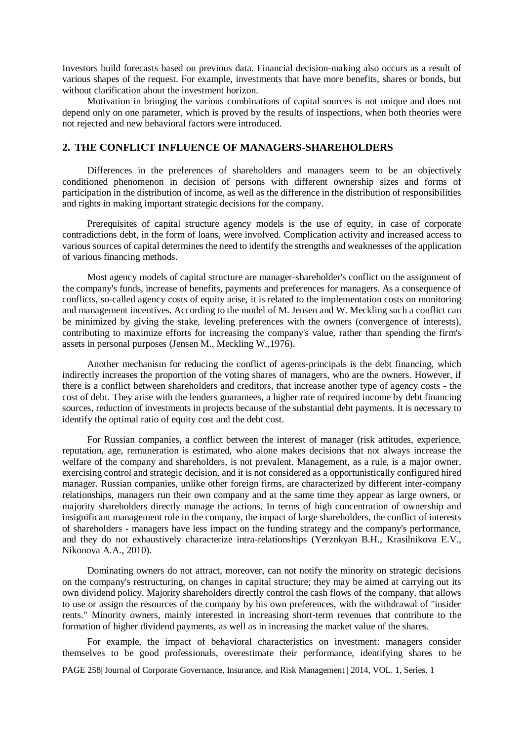Investors build forecasts based on previous data. Financial decision-making also occurs as a result of various shapes of the request. For example, investments that have more benefits, shares or bonds, but without clarification about the investment horizon.

Motivation in bringing the various combinations of capital sources is not unique and does not depend only on one parameter, which is proved by the results of inspections, when both theories were not rejected and new behavioral factors were introduced.

## 2. THE CONFLICT INFLUENCE OF MANAGERS-SHAREHOLDERS

Differences in the preferences of shareholders and managers seem to be an objectively conditioned phenomenon in decision of persons with different ownership sizes and forms of participation in the distribution of income, as well as the difference in the distribution of responsibilities and rights in making important strategic decisions for the company.

Prerequisites of capital structure agency models is the use of equity, in case of corporate contradictions debt, in the form of loans, were involved. Complication activity and increased access to various sources of capital determines the need to identify the strengths and weaknesses of the application of various financing methods.

Most agency models of capital structure are manager-shareholder's conflict on the assignment of the company's funds, increase of benefits, payments and preferences for managers. As a consequence of conflicts, so-called agency costs of equity arise, it is related to the implementation costs on monitoring and management incentives. According to the model of M. Jensen and W. Meckling such a conflict can be minimized by giving the stake, leveling preferences with the owners (convergence of interests), contributing to maximize efforts for increasing the company's value, rather than spending the firm's assets in personal purposes (Jensen M., Meckling W.,1976).

Another mechanism for reducing the conflict of agents-principals is the debt financing, which indirectly increases the proportion of the voting shares of managers, who are the owners. However, if there is a conflict between shareholders and creditors, that increase another type of agency costs - the cost of debt. They arise with the lenders guarantees, a higher rate of required income by debt financing sources, reduction of investments in projects because of the substantial debt payments. It is necessary to identify the optimal ratio of equity cost and the debt cost.

For Russian companies, a conflict between the interest of manager (risk attitudes, experience, reputation, age, remuneration is estimated, who alone makes decisions that not always increase the welfare of the company and shareholders, is not prevalent. Management, as a rule, is a major owner, exercising control and strategic decision, and it is not considered as a opportunistically configured hired manager. Russian companies, unlike other foreign firms, are characterized by different inter-company relationships, managers run their own company and at the same time they appear as large owners, or majority shareholders directly manage the actions. In terms of high concentration of ownership and insignificant management role in the company, the impact of large shareholders, the conflict of interests of shareholders - managers have less impact on the funding strategy and the company's performance, and they do not exhaustively characterize intra-relationships (Yerznkyan B.H., Krasilnikova E.V., Nikonova A.A., 2010).

Dominating owners do not attract, moreover, can not notify the minority on strategic decisions on the company's restructuring, on changes in capital structure; they may be aimed at carrying out its own dividend policy. Majority shareholders directly control the cash flows of the company, that allows to use or assign the resources of the company by his own preferences, with the withdrawal of "insider rents." Minority owners, mainly interested in increasing short-term revenues that contribute to the formation of higher dividend payments, as well as in increasing the market value of the shares.

For example, the impact of behavioral characteristics on investment: managers consider themselves to be good professionals, overestimate their performance, identifying shares to be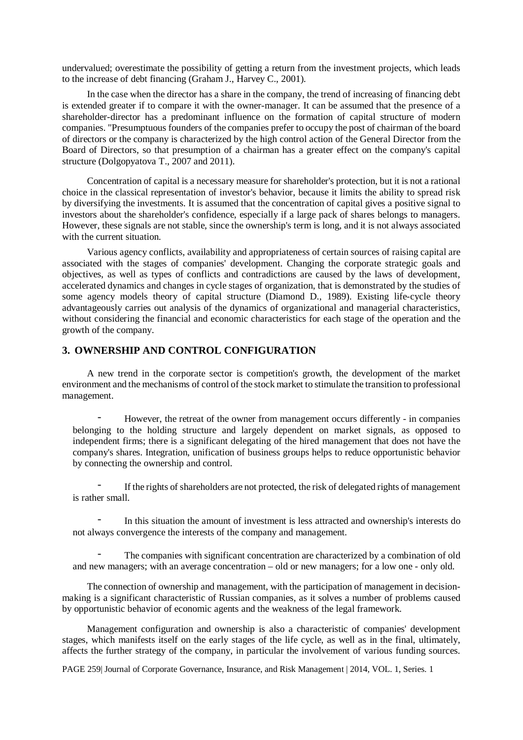undervalued; overestimate the possibility of getting a return from the investment projects, which leads to the increase of debt financing (Graham J., Harvey C., 2001).

In the case when the director has a share in the company, the trend of increasing of financing debt is extended greater if to compare it with the owner-manager. It can be assumed that the presence of a shareholder-director has a predominant influence on the formation of capital structure of modern companies. "Presumptuous founders of the companies prefer to occupy the post of chairman of the board of directors or the company is characterized by the high control action of the General Director from the Board of Directors, so that presumption of a chairman has a greater effect on the company's capital structure (Dolgopyatova T., 2007 and 2011).

Concentration of capital is a necessary measure for shareholder's protection, but it is not a rational choice in the classical representation of investor's behavior, because it limits the ability to spread risk by diversifying the investments. It is assumed that the concentration of capital gives a positive signal to investors about the shareholder's confidence, especially if a large pack of shares belongs to managers. However, these signals are not stable, since the ownership's term is long, and it is not always associated with the current situation.

Various agency conflicts, availability and appropriateness of certain sources of raising capital are associated with the stages of companies' development. Changing the corporate strategic goals and objectives, as well as types of conflicts and contradictions are caused by the laws of development, accelerated dynamics and changes in cycle stages of organization, that is demonstrated by the studies of some agency models theory of capital structure (Diamond D., 1989). Existing life-cycle theory advantageously carries out analysis of the dynamics of organizational and managerial characteristics, without considering the financial and economic characteristics for each stage of the operation and the growth of the company.

## 3. OWNERSHIP AND CONTROL CONFIGURATION

A new trend in the corporate sector is competition's growth, the development of the market environment and the mechanisms of control of the stock market to stimulate the transition to professional management.

- However, the retreat of the owner from management occurs differently - in companies belonging to the holding structure and largely dependent on market signals, as opposed to independent firms; there is a significant delegating of the hired management that does not have the company's shares. Integration, unification of business groups helps to reduce opportunistic behavior by connecting the ownership and control.
- If the rights of shareholders are not protected, the risk of delegated rights of management is rather small.
- In this situation the amount of investment is less attracted and ownership's interests do not always convergence the interests of the company and management.
- The companies with significant concentration are characterized by a combination of old and new managers; with an average concentration – old or new managers; for a low one - only old.

The connection of ownership and management, with the participation of management in decision-making is a significant characteristic of Russian companies, as it solves a number of problems caused by opportunistic behavior of economic agents and the weakness of the legal framework.

Management configuration and ownership is also a characteristic of companies' development stages, which manifests itself on the early stages of the life cycle, as well as in the final, ultimately, affects the further strategy of the company, in particular the involvement of various funding sources.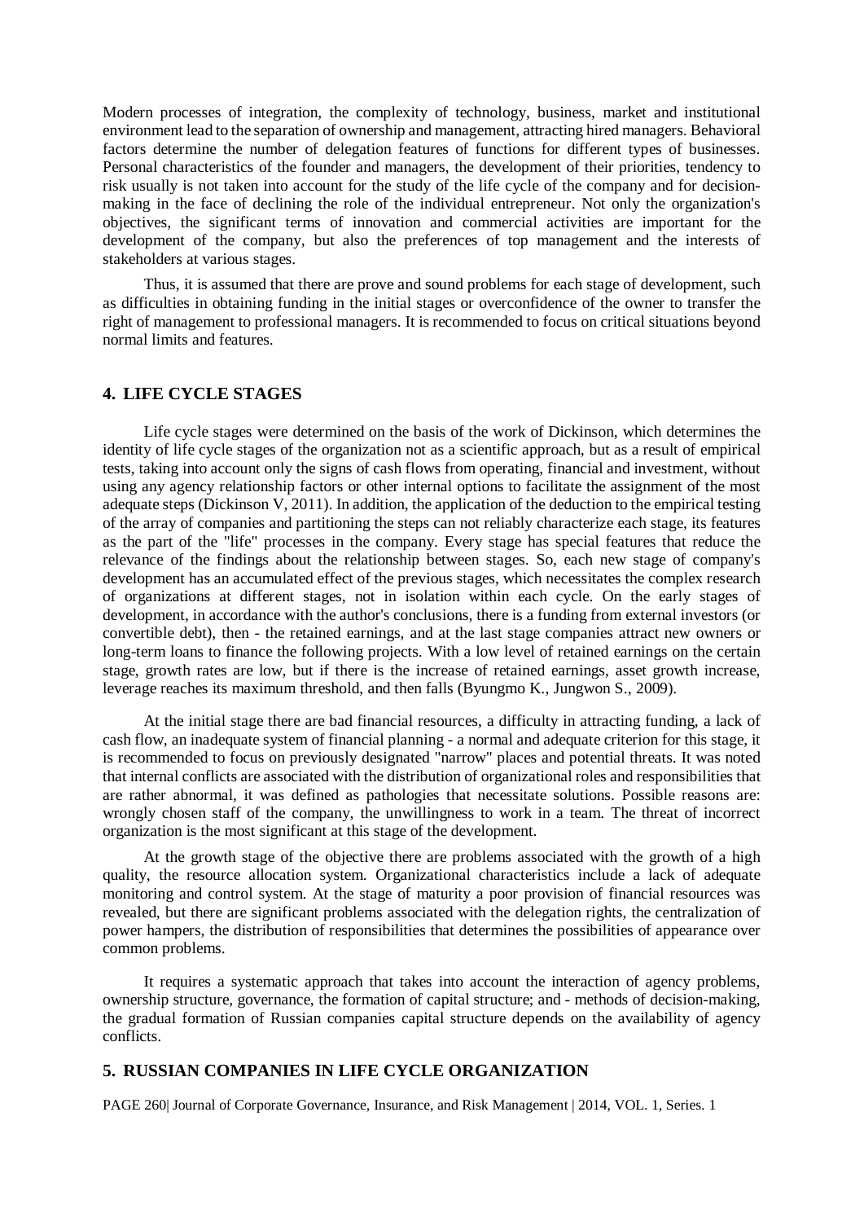Modern processes of integration, the complexity of technology, business, market and institutional environment lead to the separation of ownership and management, attracting hired managers. Behavioral factors determine the number of delegation features of functions for different types of businesses. Personal characteristics of the founder and managers, the development of their priorities, tendency to risk usually is not taken into account for the study of the life cycle of the company and for decision-making in the face of declining the role of the individual entrepreneur. Not only the organization's objectives, the significant terms of innovation and commercial activities are important for the development of the company, but also the preferences of top management and the interests of stakeholders at various stages.

Thus, it is assumed that there are prove and sound problems for each stage of development, such as difficulties in obtaining funding in the initial stages or overconfidence of the owner to transfer the right of management to professional managers. It is recommended to focus on critical situations beyond normal limits and features.

## 4. LIFE CYCLE STAGES

Life cycle stages were determined on the basis of the work of Dickinson, which determines the identity of life cycle stages of the organization not as a scientific approach, but as a result of empirical tests, taking into account only the signs of cash flows from operating, financial and investment, without using any agency relationship factors or other internal options to facilitate the assignment of the most adequate steps (Dickinson V, 2011). In addition, the application of the deduction to the empirical testing of the array of companies and partitioning the steps can not reliably characterize each stage, its features as the part of the "life" processes in the company. Every stage has special features that reduce the relevance of the findings about the relationship between stages. So, each new stage of company's development has an accumulated effect of the previous stages, which necessitates the complex research of organizations at different stages, not in isolation within each cycle. On the early stages of development, in accordance with the author's conclusions, there is a funding from external investors (or convertible debt), then - the retained earnings, and at the last stage companies attract new owners or long-term loans to finance the following projects. With a low level of retained earnings on the certain stage, growth rates are low, but if there is the increase of retained earnings, asset growth increase, leverage reaches its maximum threshold, and then falls (Byungmo K., Jungwon S., 2009).

At the initial stage there are bad financial resources, a difficulty in attracting funding, a lack of cash flow, an inadequate system of financial planning - a normal and adequate criterion for this stage, it is recommended to focus on previously designated "narrow" places and potential threats. It was noted that internal conflicts are associated with the distribution of organizational roles and responsibilities that are rather abnormal, it was defined as pathologies that necessitate solutions. Possible reasons are: wrongly chosen staff of the company, the unwillingness to work in a team. The threat of incorrect organization is the most significant at this stage of the development.

At the growth stage of the objective there are problems associated with the growth of a high quality, the resource allocation system. Organizational characteristics include a lack of adequate monitoring and control system. At the stage of maturity a poor provision of financial resources was revealed, but there are significant problems associated with the delegation rights, the centralization of power hampers, the distribution of responsibilities that determines the possibilities of appearance over common problems.

It requires a systematic approach that takes into account the interaction of agency problems, ownership structure, governance, the formation of capital structure; and - methods of decision-making, the gradual formation of Russian companies capital structure depends on the availability of agency conflicts.

## 5. RUSSIAN COMPANIES IN LIFE CYCLE ORGANIZATION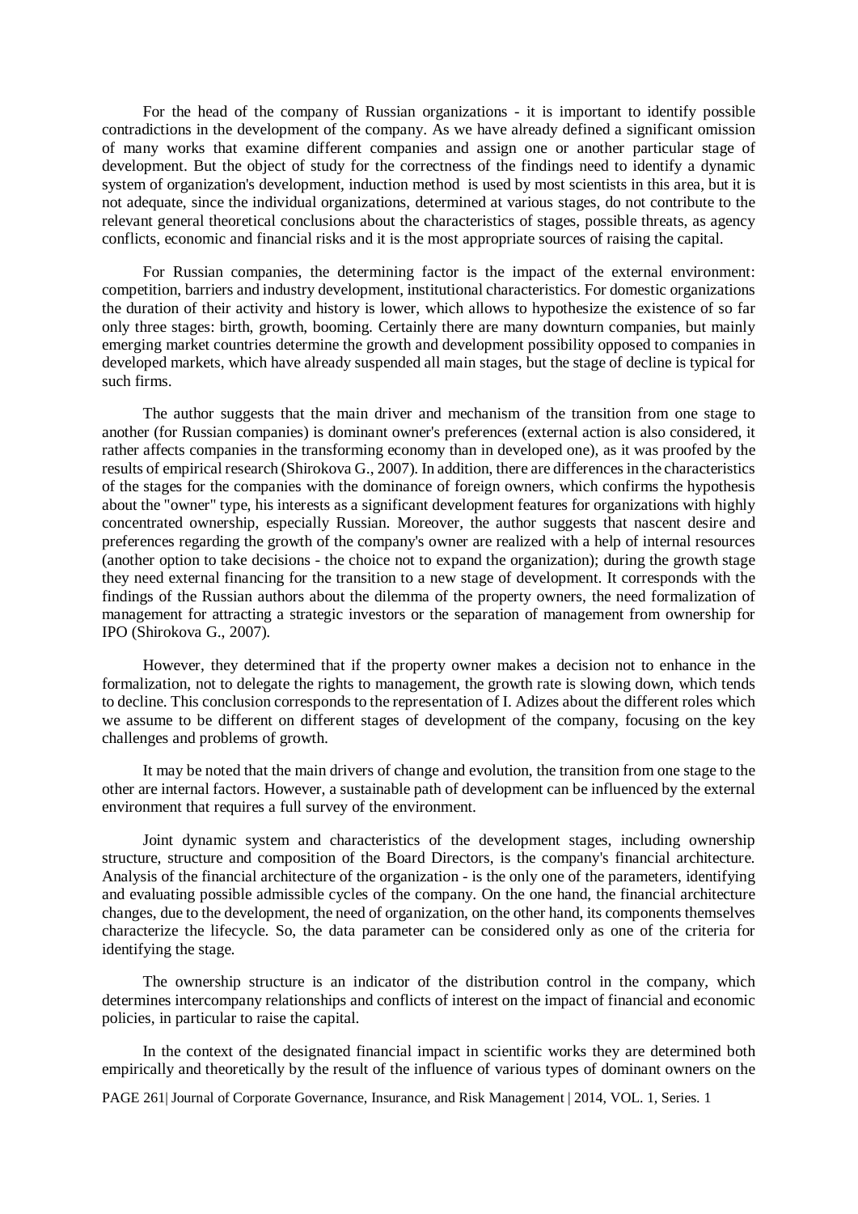For the head of the company of Russian organizations - it is important to identify possible contradictions in the development of the company. As we have already defined a significant omission of many works that examine different companies and assign one or another particular stage of development. But the object of study for the correctness of the findings need to identify a dynamic system of organization's development, induction method is used by most scientists in this area, but it is not adequate, since the individual organizations, determined at various stages, do not contribute to the relevant general theoretical conclusions about the characteristics of stages, possible threats, as agency conflicts, economic and financial risks and it is the most appropriate sources of raising the capital.

For Russian companies, the determining factor is the impact of the external environment: competition, barriers and industry development, institutional characteristics. For domestic organizations the duration of their activity and history is lower, which allows to hypothesize the existence of so far only three stages: birth, growth, booming. Certainly there are many downturn companies, but mainly emerging market countries determine the growth and development possibility opposed to companies in developed markets, which have already suspended all main stages, but the stage of decline is typical for such firms.

The author suggests that the main driver and mechanism of the transition from one stage to another (for Russian companies) is dominant owner's preferences (external action is also considered, it rather affects companies in the transforming economy than in developed one), as it was proofed by the results of empirical research (Shirokova G., 2007). In addition, there are differences in the characteristics of the stages for the companies with the dominance of foreign owners, which confirms the hypothesis about the "owner" type, his interests as a significant development features for organizations with highly concentrated ownership, especially Russian. Moreover, the author suggests that nascent desire and preferences regarding the growth of the company's owner are realized with a help of internal resources (another option to take decisions - the choice not to expand the organization); during the growth stage they need external financing for the transition to a new stage of development. It corresponds with the findings of the Russian authors about the dilemma of the property owners, the need formalization of management for attracting a strategic investors or the separation of management from ownership for IPO (Shirokova G., 2007).

However, they determined that if the property owner makes a decision not to enhance in the formalization, not to delegate the rights to management, the growth rate is slowing down, which tends to decline. This conclusion corresponds to the representation of I. Adizes about the different roles which we assume to be different on different stages of development of the company, focusing on the key challenges and problems of growth.

It may be noted that the main drivers of change and evolution, the transition from one stage to the other are internal factors. However, a sustainable path of development can be influenced by the external environment that requires a full survey of the environment.

Joint dynamic system and characteristics of the development stages, including ownership structure, structure and composition of the Board Directors, is the company's financial architecture. Analysis of the financial architecture of the organization - is the only one of the parameters, identifying and evaluating possible admissible cycles of the company. On the one hand, the financial architecture changes, due to the development, the need of organization, on the other hand, its components themselves characterize the lifecycle. So, the data parameter can be considered only as one of the criteria for identifying the stage.

The ownership structure is an indicator of the distribution control in the company, which determines intercompany relationships and conflicts of interest on the impact of financial and economic policies, in particular to raise the capital.

In the context of the designated financial impact in scientific works they are determined both empirically and theoretically by the result of the influence of various types of dominant owners on the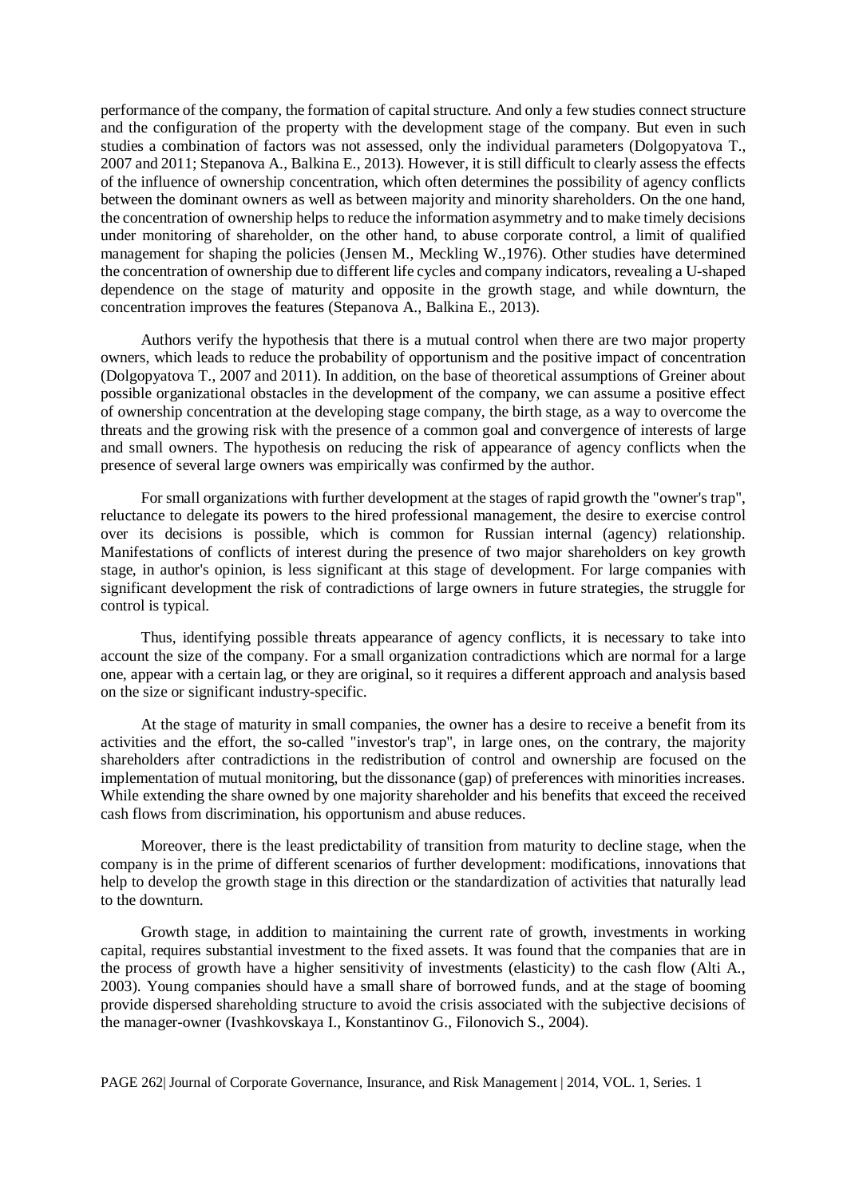performance of the company, the formation of capital structure. And only a few studies connect structure and the configuration of the property with the development stage of the company. But even in such studies a combination of factors was not assessed, only the individual parameters (Dolgopyatova T., 2007 and 2011; Stepanova A., Balkina E., 2013). However, it is still difficult to clearly assess the effects of the influence of ownership concentration, which often determines the possibility of agency conflicts between the dominant owners as well as between majority and minority shareholders. On the one hand, the concentration of ownership helps to reduce the information asymmetry and to make timely decisions under monitoring of shareholder, on the other hand, to abuse corporate control, a limit of qualified management for shaping the policies (Jensen M., Meckling W.,1976). Other studies have determined the concentration of ownership due to different life cycles and company indicators, revealing a U-shaped dependence on the stage of maturity and opposite in the growth stage, and while downturn, the concentration improves the features (Stepanova A., Balkina E., 2013).

Authors verify the hypothesis that there is a mutual control when there are two major property owners, which leads to reduce the probability of opportunism and the positive impact of concentration (Dolgopyatova T., 2007 and 2011). In addition, on the base of theoretical assumptions of Greiner about possible organizational obstacles in the development of the company, we can assume a positive effect of ownership concentration at the developing stage company, the birth stage, as a way to overcome the threats and the growing risk with the presence of a common goal and convergence of interests of large and small owners. The hypothesis on reducing the risk of appearance of agency conflicts when the presence of several large owners was empirically was confirmed by the author.

For small organizations with further development at the stages of rapid growth the "owner's trap", reluctance to delegate its powers to the hired professional management, the desire to exercise control over its decisions is possible, which is common for Russian internal (agency) relationship. Manifestations of conflicts of interest during the presence of two major shareholders on key growth stage, in author's opinion, is less significant at this stage of development. For large companies with significant development the risk of contradictions of large owners in future strategies, the struggle for control is typical.

Thus, identifying possible threats appearance of agency conflicts, it is necessary to take into account the size of the company. For a small organization contradictions which are normal for a large one, appear with a certain lag, or they are original, so it requires a different approach and analysis based on the size or significant industry-specific.

At the stage of maturity in small companies, the owner has a desire to receive a benefit from its activities and the effort, the so-called "investor's trap", in large ones, on the contrary, the majority shareholders after contradictions in the redistribution of control and ownership are focused on the implementation of mutual monitoring, but the dissonance (gap) of preferences with minorities increases. While extending the share owned by one majority shareholder and his benefits that exceed the received cash flows from discrimination, his opportunism and abuse reduces.

Moreover, there is the least predictability of transition from maturity to decline stage, when the company is in the prime of different scenarios of further development: modifications, innovations that help to develop the growth stage in this direction or the standardization of activities that naturally lead to the downturn.

Growth stage, in addition to maintaining the current rate of growth, investments in working capital, requires substantial investment to the fixed assets. It was found that the companies that are in the process of growth have a higher sensitivity of investments (elasticity) to the cash flow (Alti A., 2003). Young companies should have a small share of borrowed funds, and at the stage of booming provide dispersed shareholding structure to avoid the crisis associated with the subjective decisions of the manager-owner (Ivashkovskaya I., Konstantinov G., Filonovich S., 2004).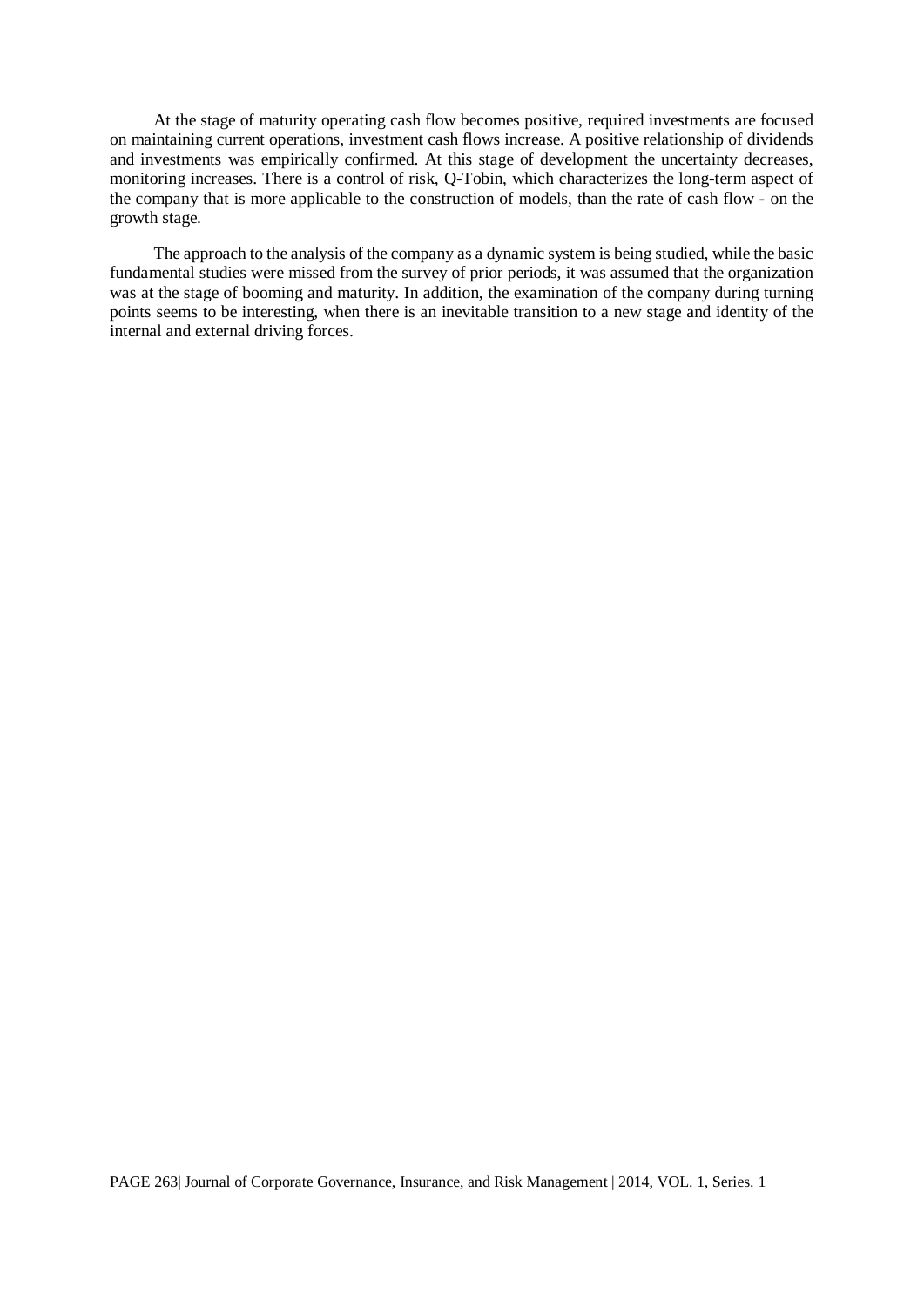At the stage of maturity operating cash flow becomes positive, required investments are focused on maintaining current operations, investment cash flows increase. A positive relationship of dividends and investments was empirically confirmed. At this stage of development the uncertainty decreases, monitoring increases. There is a control of risk, Q-Tobin, which characterizes the long-term aspect of the company that is more applicable to the construction of models, than the rate of cash flow - on the growth stage.

The approach to the analysis of the company as a dynamic system is being studied, while the basic fundamental studies were missed from the survey of prior periods, it was assumed that the organization was at the stage of booming and maturity. In addition, the examination of the company during turning points seems to be interesting, when there is an inevitable transition to a new stage and identity of the internal and external driving forces.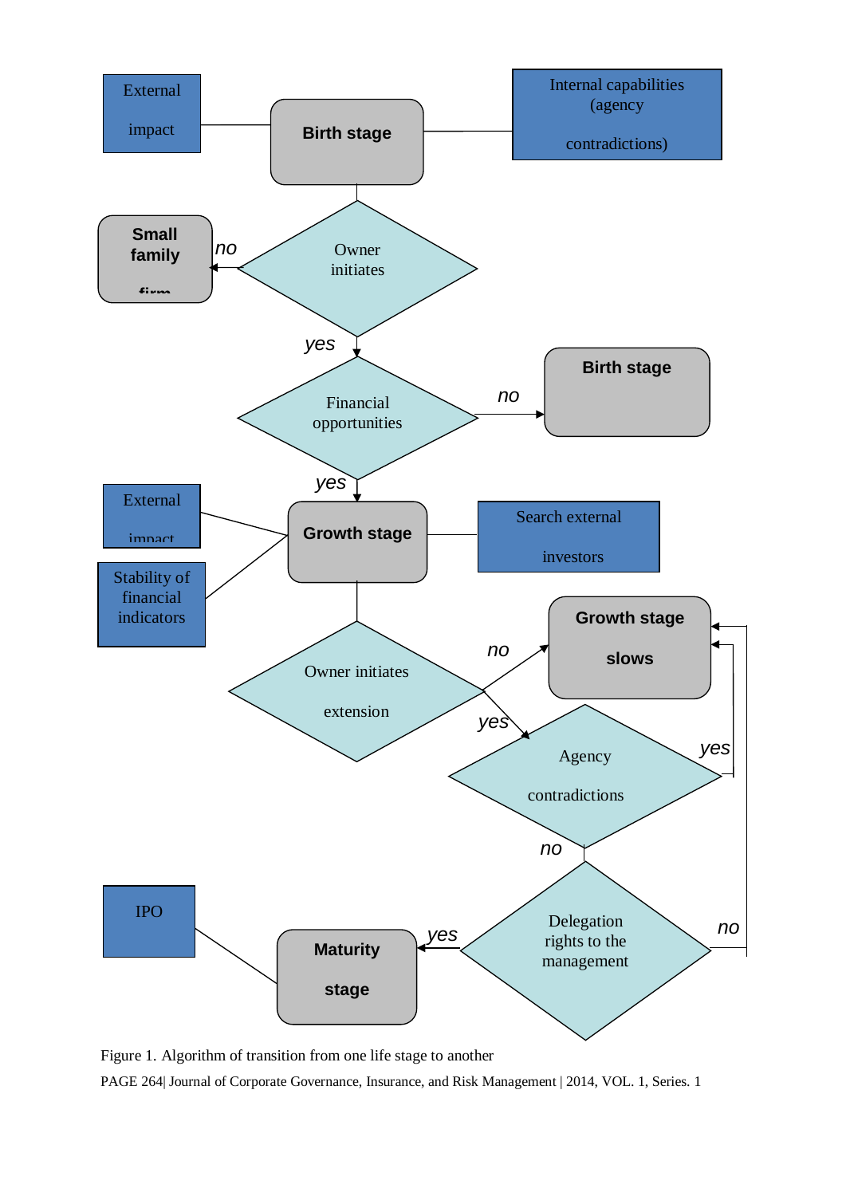External impact

Birth stage

Internal capabilities (agency contradictions)

Small family firm

no

Owner initiates

yes

Financial opportunities

no

Birth stage

yes

External impact

Growth stage

Search external investors

Stability of financial indicators

Owner initiates extension

no

Growth stage slows

yes

Agency contradictions

yes

no

Delegation rights to the management

no

IPO

Maturity stage

yes

Figure 1. Algorithm of transition from one life stage to another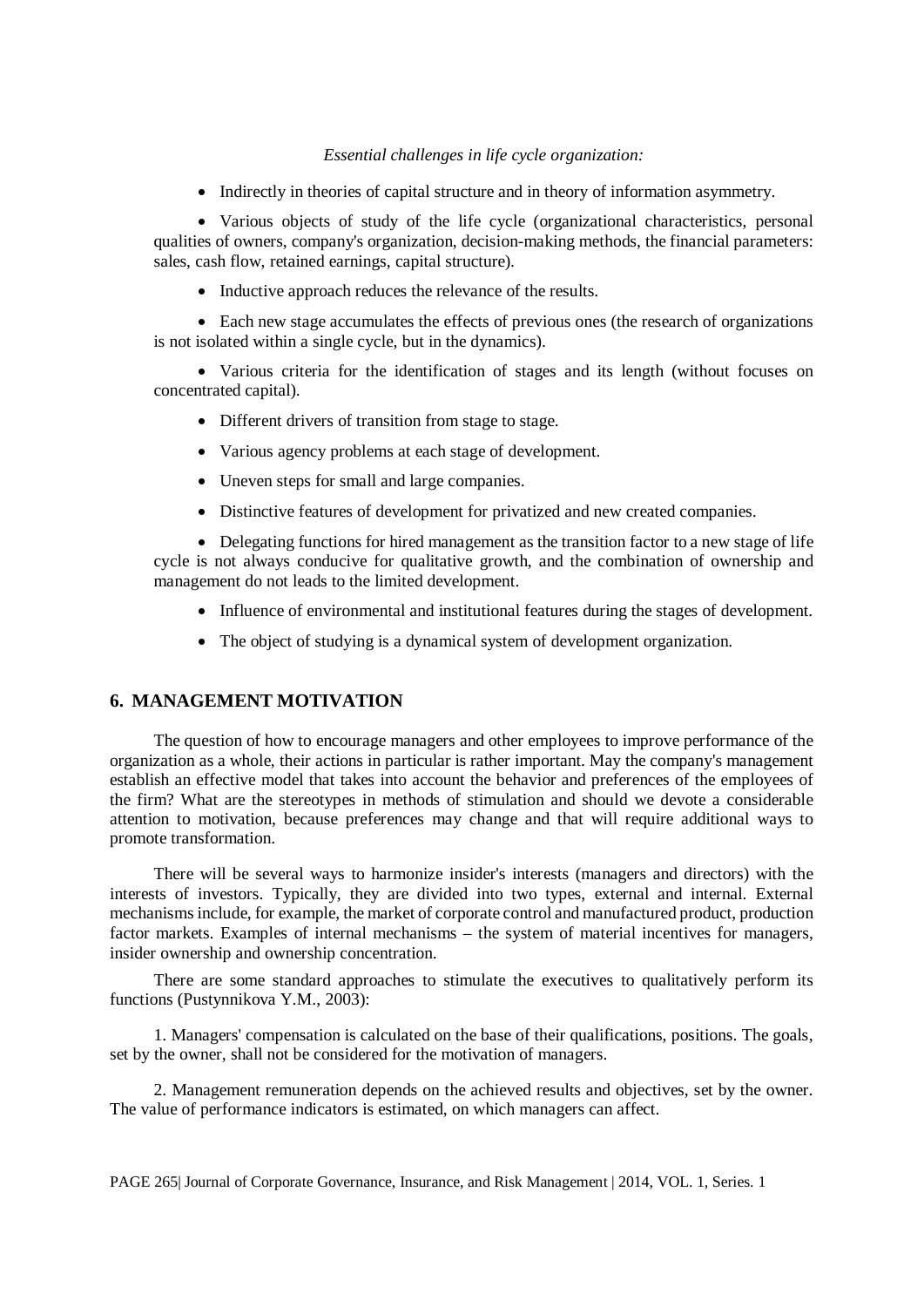*Essential challenges in life cycle organization:*

- Indirectly in theories of capital structure and in theory of information asymmetry.
- Various objects of study of the life cycle (organizational characteristics, personal qualities of owners, company's organization, decision-making methods, the financial parameters: sales, cash flow, retained earnings, capital structure).
- Inductive approach reduces the relevance of the results.
- Each new stage accumulates the effects of previous ones (the research of organizations is not isolated within a single cycle, but in the dynamics).
- Various criteria for the identification of stages and its length (without focuses on concentrated capital).
- Different drivers of transition from stage to stage.
- Various agency problems at each stage of development.
- Uneven steps for small and large companies.
- Distinctive features of development for privatized and new created companies.
- Delegating functions for hired management as the transition factor to a new stage of life cycle is not always conducive for qualitative growth, and the combination of ownership and management do not leads to the limited development.
- Influence of environmental and institutional features during the stages of development.
- The object of studying is a dynamical system of development organization.

## 6. MANAGEMENT MOTIVATION

The question of how to encourage managers and other employees to improve performance of the organization as a whole, their actions in particular is rather important. May the company's management establish an effective model that takes into account the behavior and preferences of the employees of the firm? What are the stereotypes in methods of stimulation and should we devote a considerable attention to motivation, because preferences may change and that will require additional ways to promote transformation.

There will be several ways to harmonize insider's interests (managers and directors) with the interests of investors. Typically, they are divided into two types, external and internal. External mechanisms include, for example, the market of corporate control and manufactured product, production factor markets. Examples of internal mechanisms – the system of material incentives for managers, insider ownership and ownership concentration.

There are some standard approaches to stimulate the executives to qualitatively perform its functions (Pustynnikova Y.M., 2003):

1. Managers' compensation is calculated on the base of their qualifications, positions. The goals, set by the owner, shall not be considered for the motivation of managers.

2. Management remuneration depends on the achieved results and objectives, set by the owner. The value of performance indicators is estimated, on which managers can affect.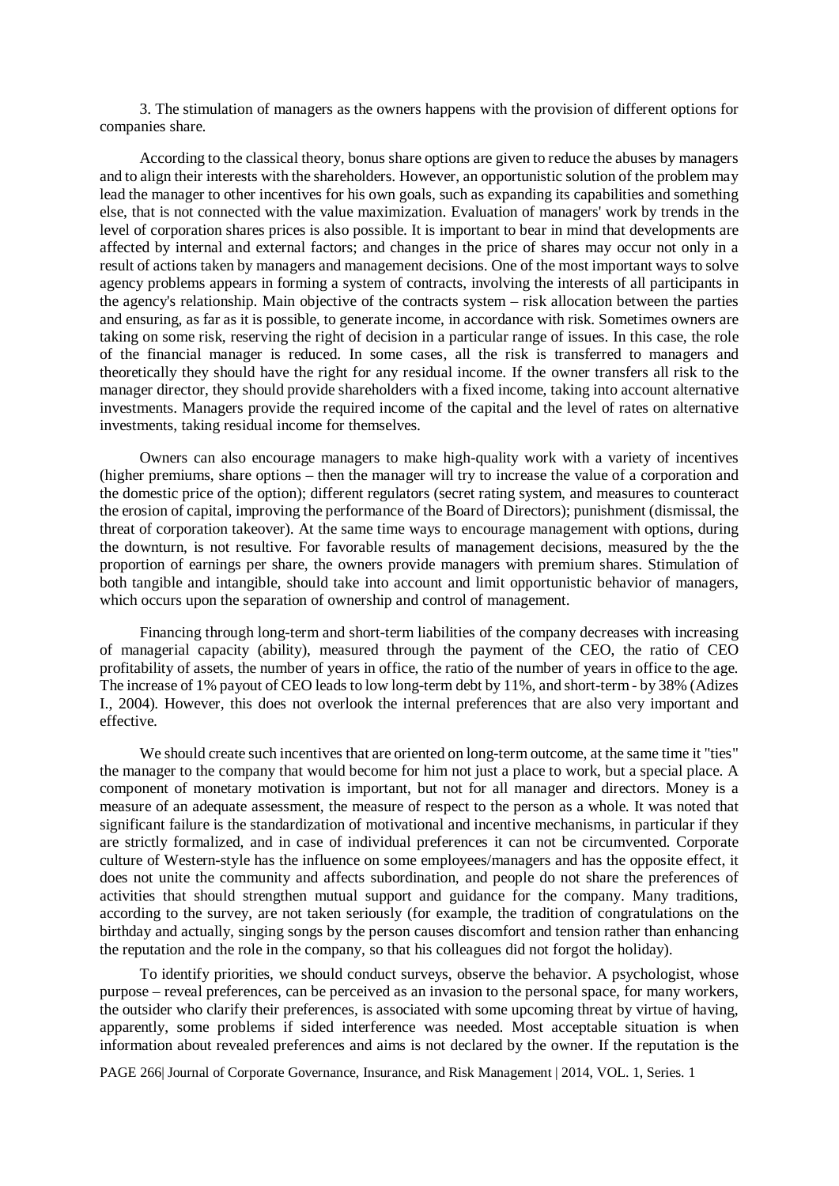3. The stimulation of managers as the owners happens with the provision of different options for companies share.

According to the classical theory, bonus share options are given to reduce the abuses by managers and to align their interests with the shareholders. However, an opportunistic solution of the problem may lead the manager to other incentives for his own goals, such as expanding its capabilities and something else, that is not connected with the value maximization. Evaluation of managers' work by trends in the level of corporation shares prices is also possible. It is important to bear in mind that developments are affected by internal and external factors; and changes in the price of shares may occur not only in a result of actions taken by managers and management decisions. One of the most important ways to solve agency problems appears in forming a system of contracts, involving the interests of all participants in the agency's relationship. Main objective of the contracts system – risk allocation between the parties and ensuring, as far as it is possible, to generate income, in accordance with risk. Sometimes owners are taking on some risk, reserving the right of decision in a particular range of issues. In this case, the role of the financial manager is reduced. In some cases, all the risk is transferred to managers and theoretically they should have the right for any residual income. If the owner transfers all risk to the manager director, they should provide shareholders with a fixed income, taking into account alternative investments. Managers provide the required income of the capital and the level of rates on alternative investments, taking residual income for themselves.

Owners can also encourage managers to make high-quality work with a variety of incentives (higher premiums, share options – then the manager will try to increase the value of a corporation and the domestic price of the option); different regulators (secret rating system, and measures to counteract the erosion of capital, improving the performance of the Board of Directors); punishment (dismissal, the threat of corporation takeover). At the same time ways to encourage management with options, during the downturn, is not resultive. For favorable results of management decisions, measured by the the proportion of earnings per share, the owners provide managers with premium shares. Stimulation of both tangible and intangible, should take into account and limit opportunistic behavior of managers, which occurs upon the separation of ownership and control of management.

Financing through long-term and short-term liabilities of the company decreases with increasing of managerial capacity (ability), measured through the payment of the CEO, the ratio of CEO profitability of assets, the number of years in office, the ratio of the number of years in office to the age. The increase of 1% payout of CEO leads to low long-term debt by 11%, and short-term - by 38% (Adizes I., 2004). However, this does not overlook the internal preferences that are also very important and effective.

We should create such incentives that are oriented on long-term outcome, at the same time it "ties" the manager to the company that would become for him not just a place to work, but a special place. A component of monetary motivation is important, but not for all manager and directors. Money is a measure of an adequate assessment, the measure of respect to the person as a whole. It was noted that significant failure is the standardization of motivational and incentive mechanisms, in particular if they are strictly formalized, and in case of individual preferences it can not be circumvented. Corporate culture of Western-style has the influence on some employees/managers and has the opposite effect, it does not unite the community and affects subordination, and people do not share the preferences of activities that should strengthen mutual support and guidance for the company. Many traditions, according to the survey, are not taken seriously (for example, the tradition of congratulations on the birthday and actually, singing songs by the person causes discomfort and tension rather than enhancing the reputation and the role in the company, so that his colleagues did not forgot the holiday).

To identify priorities, we should conduct surveys, observe the behavior. A psychologist, whose purpose – reveal preferences, can be perceived as an invasion to the personal space, for many workers, the outsider who clarify their preferences, is associated with some upcoming threat by virtue of having, apparently, some problems if sided interference was needed. Most acceptable situation is when information about revealed preferences and aims is not declared by the owner. If the reputation is the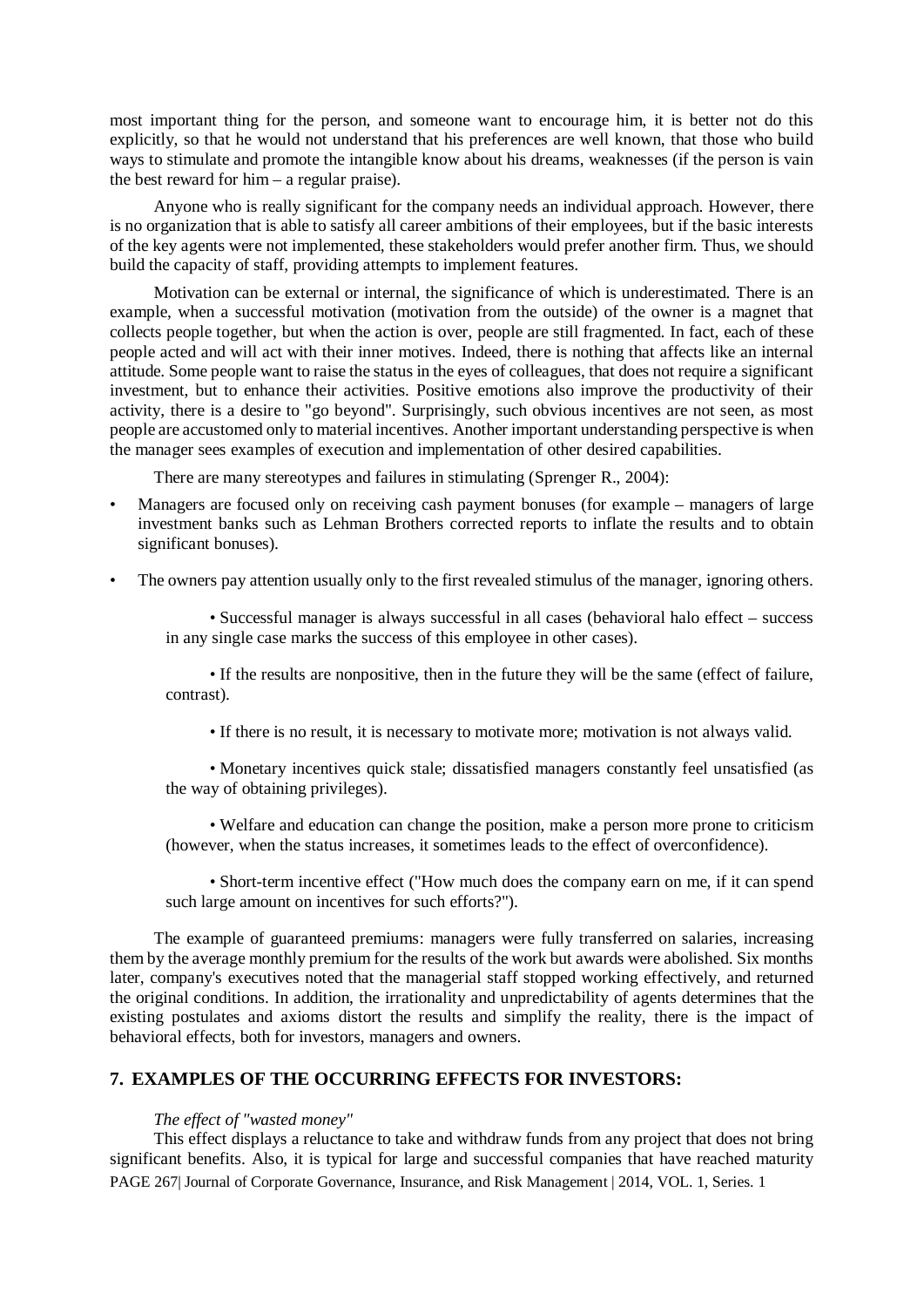most important thing for the person, and someone want to encourage him, it is better not do this explicitly, so that he would not understand that his preferences are well known, that those who build ways to stimulate and promote the intangible know about his dreams, weaknesses (if the person is vain the best reward for him – a regular praise).

Anyone who is really significant for the company needs an individual approach. However, there is no organization that is able to satisfy all career ambitions of their employees, but if the basic interests of the key agents were not implemented, these stakeholders would prefer another firm. Thus, we should build the capacity of staff, providing attempts to implement features.

Motivation can be external or internal, the significance of which is underestimated. There is an example, when a successful motivation (motivation from the outside) of the owner is a magnet that collects people together, but when the action is over, people are still fragmented. In fact, each of these people acted and will act with their inner motives. Indeed, there is nothing that affects like an internal attitude. Some people want to raise the status in the eyes of colleagues, that does not require a significant investment, but to enhance their activities. Positive emotions also improve the productivity of their activity, there is a desire to "go beyond". Surprisingly, such obvious incentives are not seen, as most people are accustomed only to material incentives. Another important understanding perspective is when the manager sees examples of execution and implementation of other desired capabilities.

There are many stereotypes and failures in stimulating (Sprenger R., 2004):

- Managers are focused only on receiving cash payment bonuses (for example – managers of large investment banks such as Lehman Brothers corrected reports to inflate the results and to obtain significant bonuses).
- The owners pay attention usually only to the first revealed stimulus of the manager, ignoring others.
  - Successful manager is always successful in all cases (behavioral halo effect – success in any single case marks the success of this employee in other cases).
  - If the results are nonpositive, then in the future they will be the same (effect of failure, contrast).
  - If there is no result, it is necessary to motivate more; motivation is not always valid.
  - Monetary incentives quick stale; dissatisfied managers constantly feel unsatisfied (as the way of obtaining privileges).
  - Welfare and education can change the position, make a person more prone to criticism (however, when the status increases, it sometimes leads to the effect of overconfidence).
  - Short-term incentive effect ("How much does the company earn on me, if it can spend such large amount on incentives for such efforts?").

The example of guaranteed premiums: managers were fully transferred on salaries, increasing them by the average monthly premium for the results of the work but awards were abolished. Six months later, company's executives noted that the managerial staff stopped working effectively, and returned the original conditions. In addition, the irrationality and unpredictability of agents determines that the existing postulates and axioms distort the results and simplify the reality, there is the impact of behavioral effects, both for investors, managers and owners.

## 7. EXAMPLES OF THE OCCURRING EFFECTS FOR INVESTORS:

*The effect of "wasted money"*

This effect displays a reluctance to take and withdraw funds from any project that does not bring significant benefits. Also, it is typical for large and successful companies that have reached maturity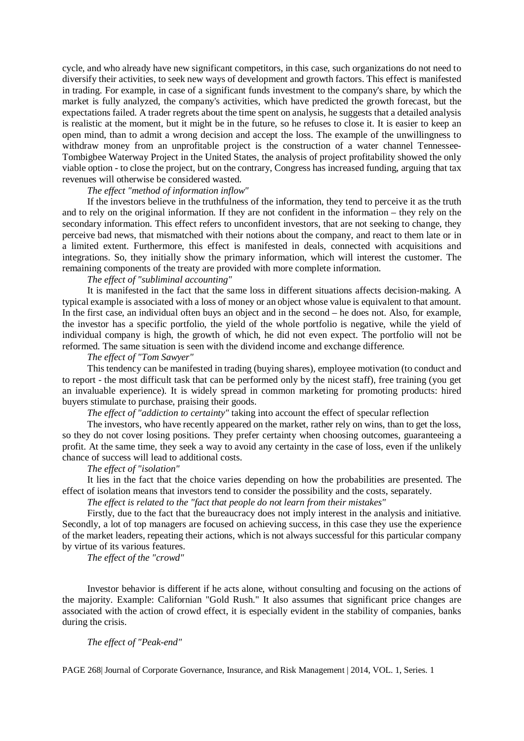cycle, and who already have new significant competitors, in this case, such organizations do not need to diversify their activities, to seek new ways of development and growth factors. This effect is manifested in trading. For example, in case of a significant funds investment to the company's share, by which the market is fully analyzed, the company's activities, which have predicted the growth forecast, but the expectations failed. A trader regrets about the time spent on analysis, he suggests that a detailed analysis is realistic at the moment, but it might be in the future, so he refuses to close it. It is easier to keep an open mind, than to admit a wrong decision and accept the loss. The example of the unwillingness to withdraw money from an unprofitable project is the construction of a water channel Tennessee-Tombigbee Waterway Project in the United States, the analysis of project profitability showed the only viable option - to close the project, but on the contrary, Congress has increased funding, arguing that tax revenues will otherwise be considered wasted.

*The effect "method of information inflow"*

If the investors believe in the truthfulness of the information, they tend to perceive it as the truth and to rely on the original information. If they are not confident in the information – they rely on the secondary information. This effect refers to unconfident investors, that are not seeking to change, they perceive bad news, that mismatched with their notions about the company, and react to them late or in a limited extent. Furthermore, this effect is manifested in deals, connected with acquisitions and integrations. So, they initially show the primary information, which will interest the customer. The remaining components of the treaty are provided with more complete information.

*The effect of "subliminal accounting"*

It is manifested in the fact that the same loss in different situations affects decision-making. A typical example is associated with a loss of money or an object whose value is equivalent to that amount. In the first case, an individual often buys an object and in the second – he does not. Also, for example, the investor has a specific portfolio, the yield of the whole portfolio is negative, while the yield of individual company is high, the growth of which, he did not even expect. The portfolio will not be reformed. The same situation is seen with the dividend income and exchange difference.

*The effect of "Tom Sawyer"*

This tendency can be manifested in trading (buying shares), employee motivation (to conduct and to report - the most difficult task that can be performed only by the nicest staff), free training (you get an invaluable experience). It is widely spread in common marketing for promoting products: hired buyers stimulate to purchase, praising their goods.

*The effect of "addiction to certainty"* taking into account the effect of specular reflection

The investors, who have recently appeared on the market, rather rely on wins, than to get the loss, so they do not cover losing positions. They prefer certainty when choosing outcomes, guaranteeing a profit. At the same time, they seek a way to avoid any certainty in the case of loss, even if the unlikely chance of success will lead to additional costs.

*The effect of "isolation"*

It lies in the fact that the choice varies depending on how the probabilities are presented. The effect of isolation means that investors tend to consider the possibility and the costs, separately.

*The effect is related to the "fact that people do not learn from their mistakes"*

Firstly, due to the fact that the bureaucracy does not imply interest in the analysis and initiative. Secondly, a lot of top managers are focused on achieving success, in this case they use the experience of the market leaders, repeating their actions, which is not always successful for this particular company by virtue of its various features.

*The effect of the "crowd"*

Investor behavior is different if he acts alone, without consulting and focusing on the actions of the majority. Example: Californian "Gold Rush." It also assumes that significant price changes are associated with the action of crowd effect, it is especially evident in the stability of companies, banks during the crisis.

*The effect of "Peak-end"*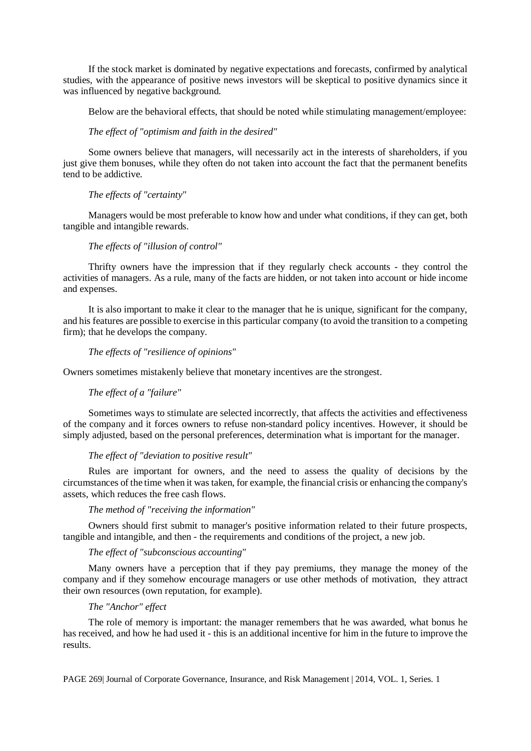If the stock market is dominated by negative expectations and forecasts, confirmed by analytical studies, with the appearance of positive news investors will be skeptical to positive dynamics since it was influenced by negative background.

Below are the behavioral effects, that should be noted while stimulating management/employee:

*The effect of "optimism and faith in the desired"*

Some owners believe that managers, will necessarily act in the interests of shareholders, if you just give them bonuses, while they often do not taken into account the fact that the permanent benefits tend to be addictive.

*The effects of "certainty"*

Managers would be most preferable to know how and under what conditions, if they can get, both tangible and intangible rewards.

*The effects of "illusion of control"*

Thrifty owners have the impression that if they regularly check accounts - they control the activities of managers. As a rule, many of the facts are hidden, or not taken into account or hide income and expenses.

It is also important to make it clear to the manager that he is unique, significant for the company, and his features are possible to exercise in this particular company (to avoid the transition to a competing firm); that he develops the company.

*The effects of "resilience of opinions"*

Owners sometimes mistakenly believe that monetary incentives are the strongest.

*The effect of a "failure"*

Sometimes ways to stimulate are selected incorrectly, that affects the activities and effectiveness of the company and it forces owners to refuse non-standard policy incentives. However, it should be simply adjusted, based on the personal preferences, determination what is important for the manager.

*The effect of "deviation to positive result"*

Rules are important for owners, and the need to assess the quality of decisions by the circumstances of the time when it was taken, for example, the financial crisis or enhancing the company's assets, which reduces the free cash flows.

*The method of "receiving the information"*

Owners should first submit to manager's positive information related to their future prospects, tangible and intangible, and then - the requirements and conditions of the project, a new job.

*The effect of "subconscious accounting"*

Many owners have a perception that if they pay premiums, they manage the money of the company and if they somehow encourage managers or use other methods of motivation, they attract their own resources (own reputation, for example).

*The "Anchor" effect*

The role of memory is important: the manager remembers that he was awarded, what bonus he has received, and how he had used it - this is an additional incentive for him in the future to improve the results.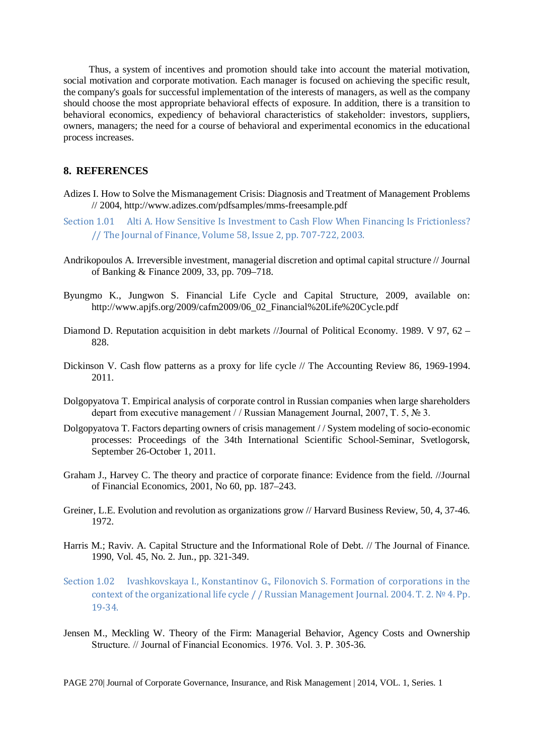Thus, a system of incentives and promotion should take into account the material motivation, social motivation and corporate motivation. Each manager is focused on achieving the specific result, the company's goals for successful implementation of the interests of managers, as well as the company should choose the most appropriate behavioral effects of exposure. In addition, there is a transition to behavioral economics, expediency of behavioral characteristics of stakeholder: investors, suppliers, owners, managers; the need for a course of behavioral and experimental economics in the educational process increases.

## 8. REFERENCES

Adizes I. How to Solve the Mismanagement Crisis: Diagnosis and Treatment of Management Problems // 2004, http://www.adizes.com/pdfsamples/mms-freesample.pdf

Section 1.01 Alti A. How Sensitive Is Investment to Cash Flow When Financing Is Frictionless? // The Journal of Finance, Volume 58, Issue 2, pp. 707-722, 2003.

Andrikopoulos A. Irreversible investment, managerial discretion and optimal capital structure // Journal of Banking & Finance 2009, 33, pp. 709–718.

Byungmo K., Jungwon S. Financial Life Cycle and Capital Structure, 2009, available on: http://www.apjfs.org/2009/cafm2009/06_02_Financial%20Life%20Cycle.pdf

Diamond D. Reputation acquisition in debt markets //Journal of Political Economy. 1989. V 97, 62 – 828.

Dickinson V. Cash flow patterns as a proxy for life cycle // The Accounting Review 86, 1969-1994. 2011.

Dolgopyatova T. Empirical analysis of corporate control in Russian companies when large shareholders depart from executive management / / Russian Management Journal, 2007, T. 5, № 3.

Dolgopyatova T. Factors departing owners of crisis management / / System modeling of socio-economic processes: Proceedings of the 34th International Scientific School-Seminar, Svetlogorsk, September 26-October 1, 2011.

Graham J., Harvey C. The theory and practice of corporate finance: Evidence from the field. //Journal of Financial Economics, 2001, No 60, pp. 187–243.

Greiner, L.E. Evolution and revolution as organizations grow // Harvard Business Review, 50, 4, 37-46. 1972.

Harris M.; Raviv. A. Capital Structure and the Informational Role of Debt. // The Journal of Finance. 1990, Vol. 45, No. 2. Jun., pp. 321-349.

Section 1.02 Ivashkovskaya I., Konstantinov G., Filonovich S. Formation of corporations in the context of the organizational life cycle / / Russian Management Journal. 2004. T. 2. № 4. Pp. 19-34.

Jensen M., Meckling W. Theory of the Firm: Managerial Behavior, Agency Costs and Ownership Structure. // Journal of Financial Economics. 1976. Vol. 3. P. 305-36.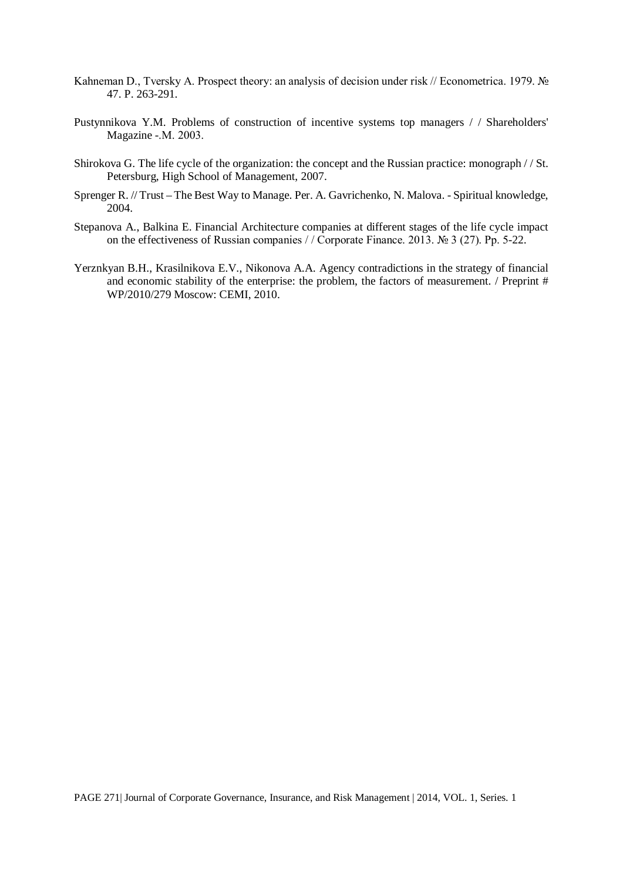Kahneman D., Tversky A. Prospect theory: an analysis of decision under risk // Econometrica. 1979. № 47. P. 263-291.

Pustynnikova Y.M. Problems of construction of incentive systems top managers / / Shareholders' Magazine -.M. 2003.

Shirokova G. The life cycle of the organization: the concept and the Russian practice: monograph / / St. Petersburg, High School of Management, 2007.

Sprenger R. // Trust – The Best Way to Manage. Per. A. Gavrichenko, N. Malova. - Spiritual knowledge, 2004.

Stepanova A., Balkina E. Financial Architecture companies at different stages of the life cycle impact on the effectiveness of Russian companies / / Corporate Finance. 2013. № 3 (27). Pp. 5-22.

Yerznkyan B.H., Krasilnikova E.V., Nikonova A.A. Agency contradictions in the strategy of financial and economic stability of the enterprise: the problem, the factors of measurement. / Preprint # WP/2010/279 Moscow: CEMI, 2010.